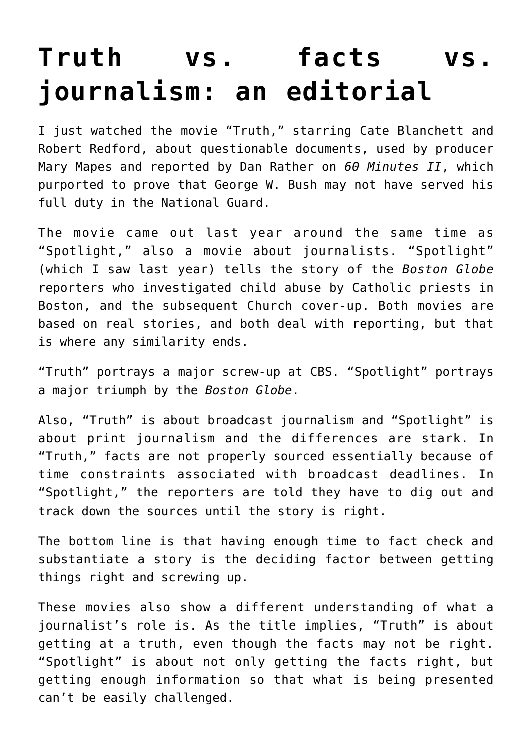# Truth vs. facts vs. journalism: an editorial

I just watched the movie “Truth,” starring Cate Blanchett and Robert Redford, about questionable documents, used by producer Mary Mapes and reported by Dan Rather on *60 Minutes II*, which purported to prove that George W. Bush may not have served his full duty in the National Guard.

The movie came out last year around the same time as “Spotlight,” also a movie about journalists. “Spotlight” (which I saw last year) tells the story of the *Boston Globe* reporters who investigated child abuse by Catholic priests in Boston, and the subsequent Church cover-up. Both movies are based on real stories, and both deal with reporting, but that is where any similarity ends.

“Truth” portrays a major screw-up at CBS. “Spotlight” portrays a major triumph by the *Boston Globe*.

Also, “Truth” is about broadcast journalism and “Spotlight” is about print journalism and the differences are stark. In “Truth,” facts are not properly sourced essentially because of time constraints associated with broadcast deadlines. In “Spotlight,” the reporters are told they have to dig out and track down the sources until the story is right.

The bottom line is that having enough time to fact check and substantiate a story is the deciding factor between getting things right and screwing up.

These movies also show a different understanding of what a journalist’s role is. As the title implies, “Truth” is about getting at a truth, even though the facts may not be right. “Spotlight” is about not only getting the facts right, but getting enough information so that what is being presented can’t be easily challenged.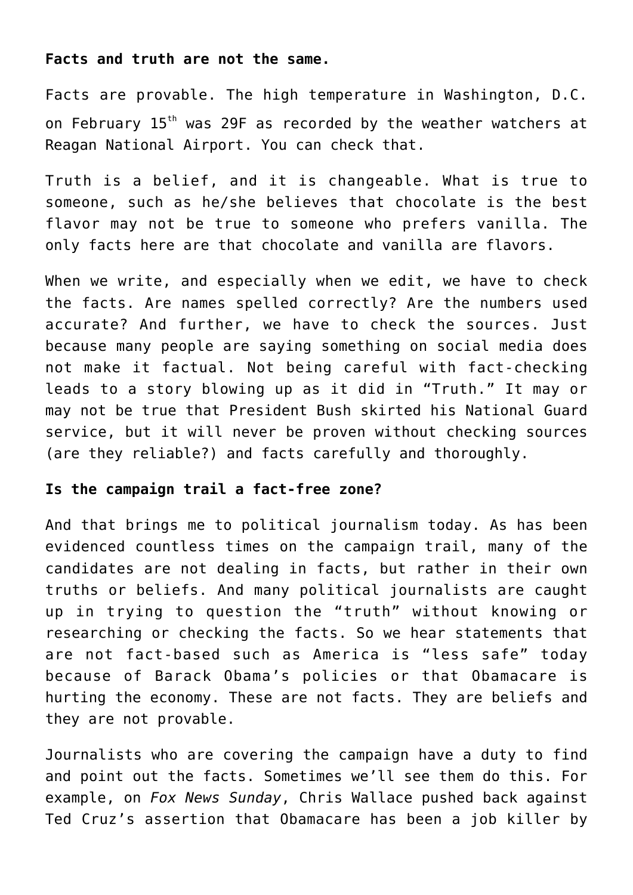**Facts and truth are not the same.**

Facts are provable. The high temperature in Washington, D.C. on February 15th was 29F as recorded by the weather watchers at Reagan National Airport. You can check that.

Truth is a belief, and it is changeable. What is true to someone, such as he/she believes that chocolate is the best flavor may not be true to someone who prefers vanilla. The only facts here are that chocolate and vanilla are flavors.

When we write, and especially when we edit, we have to check the facts. Are names spelled correctly? Are the numbers used accurate? And further, we have to check the sources. Just because many people are saying something on social media does not make it factual. Not being careful with fact-checking leads to a story blowing up as it did in "Truth." It may or may not be true that President Bush skirted his National Guard service, but it will never be proven without checking sources (are they reliable?) and facts carefully and thoroughly.

**Is the campaign trail a fact-free zone?**

And that brings me to political journalism today. As has been evidenced countless times on the campaign trail, many of the candidates are not dealing in facts, but rather in their own truths or beliefs. And many political journalists are caught up in trying to question the "truth" without knowing or researching or checking the facts. So we hear statements that are not fact-based such as America is "less safe" today because of Barack Obama's policies or that Obamacare is hurting the economy. These are not facts. They are beliefs and they are not provable.

Journalists who are covering the campaign have a duty to find and point out the facts. Sometimes we'll see them do this. For example, on *Fox News Sunday*, Chris Wallace pushed back against Ted Cruz's assertion that Obamacare has been a job killer by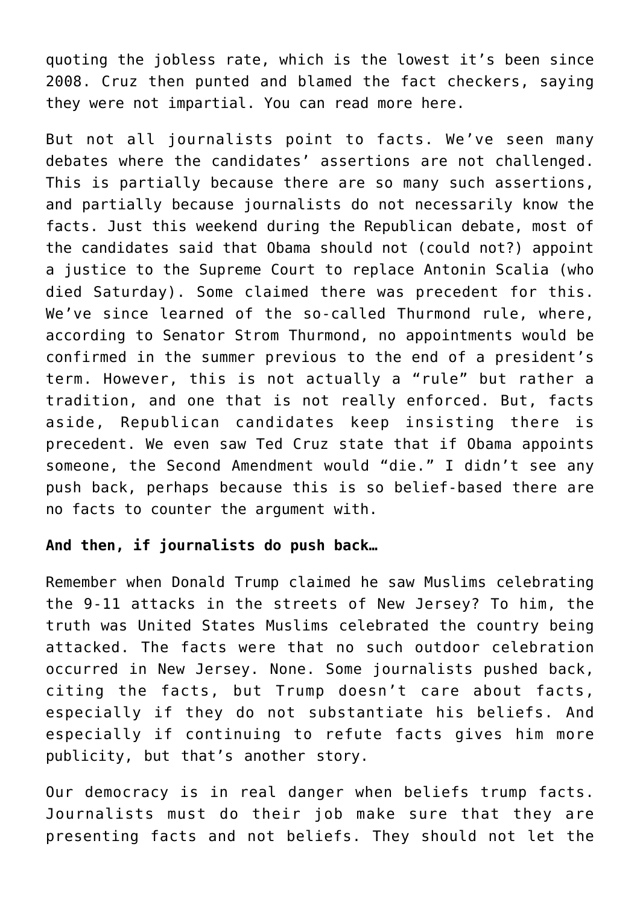quoting the jobless rate, which is the lowest it's been since 2008. Cruz then punted and blamed the fact checkers, saying they were not impartial. You can read more here.

But not all journalists point to facts. We've seen many debates where the candidates' assertions are not challenged. This is partially because there are so many such assertions, and partially because journalists do not necessarily know the facts. Just this weekend during the Republican debate, most of the candidates said that Obama should not (could not?) appoint a justice to the Supreme Court to replace Antonin Scalia (who died Saturday). Some claimed there was precedent for this. We've since learned of the so-called Thurmond rule, where, according to Senator Strom Thurmond, no appointments would be confirmed in the summer previous to the end of a president's term. However, this is not actually a "rule" but rather a tradition, and one that is not really enforced. But, facts aside, Republican candidates keep insisting there is precedent. We even saw Ted Cruz state that if Obama appoints someone, the Second Amendment would "die." I didn't see any push back, perhaps because this is so belief-based there are no facts to counter the argument with.

**And then, if journalists do push back…**

Remember when Donald Trump claimed he saw Muslims celebrating the 9-11 attacks in the streets of New Jersey? To him, the truth was United States Muslims celebrated the country being attacked. The facts were that no such outdoor celebration occurred in New Jersey. None. Some journalists pushed back, citing the facts, but Trump doesn't care about facts, especially if they do not substantiate his beliefs. And especially if continuing to refute facts gives him more publicity, but that's another story.

Our democracy is in real danger when beliefs trump facts. Journalists must do their job make sure that they are presenting facts and not beliefs. They should not let the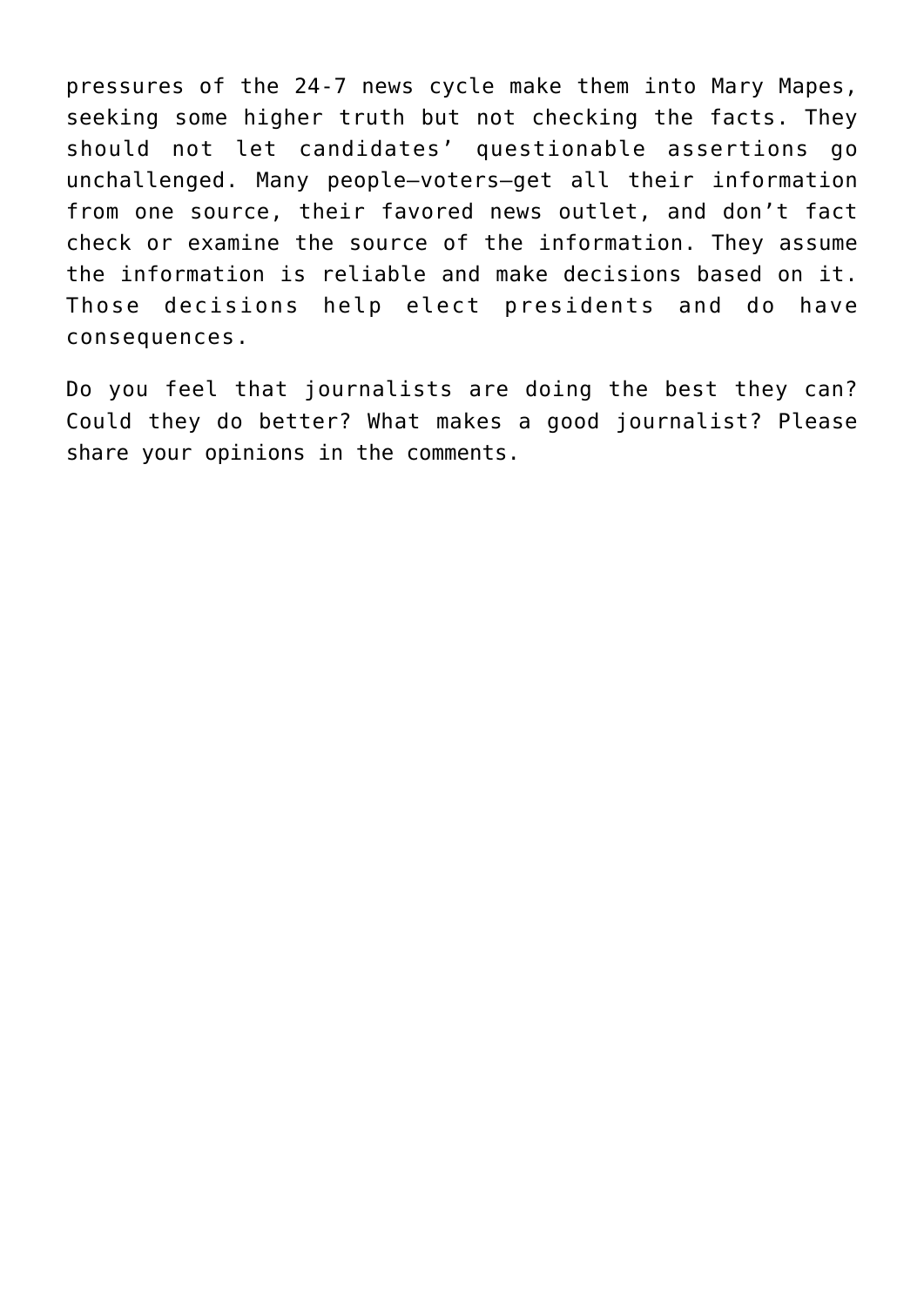pressures of the 24-7 news cycle make them into Mary Mapes, seeking some higher truth but not checking the facts. They should not let candidates' questionable assertions go unchallenged. Many people—voters—get all their information from one source, their favored news outlet, and don't fact check or examine the source of the information. They assume the information is reliable and make decisions based on it. Those decisions help elect presidents and do have consequences.

Do you feel that journalists are doing the best they can? Could they do better? What makes a good journalist? Please share your opinions in the comments.